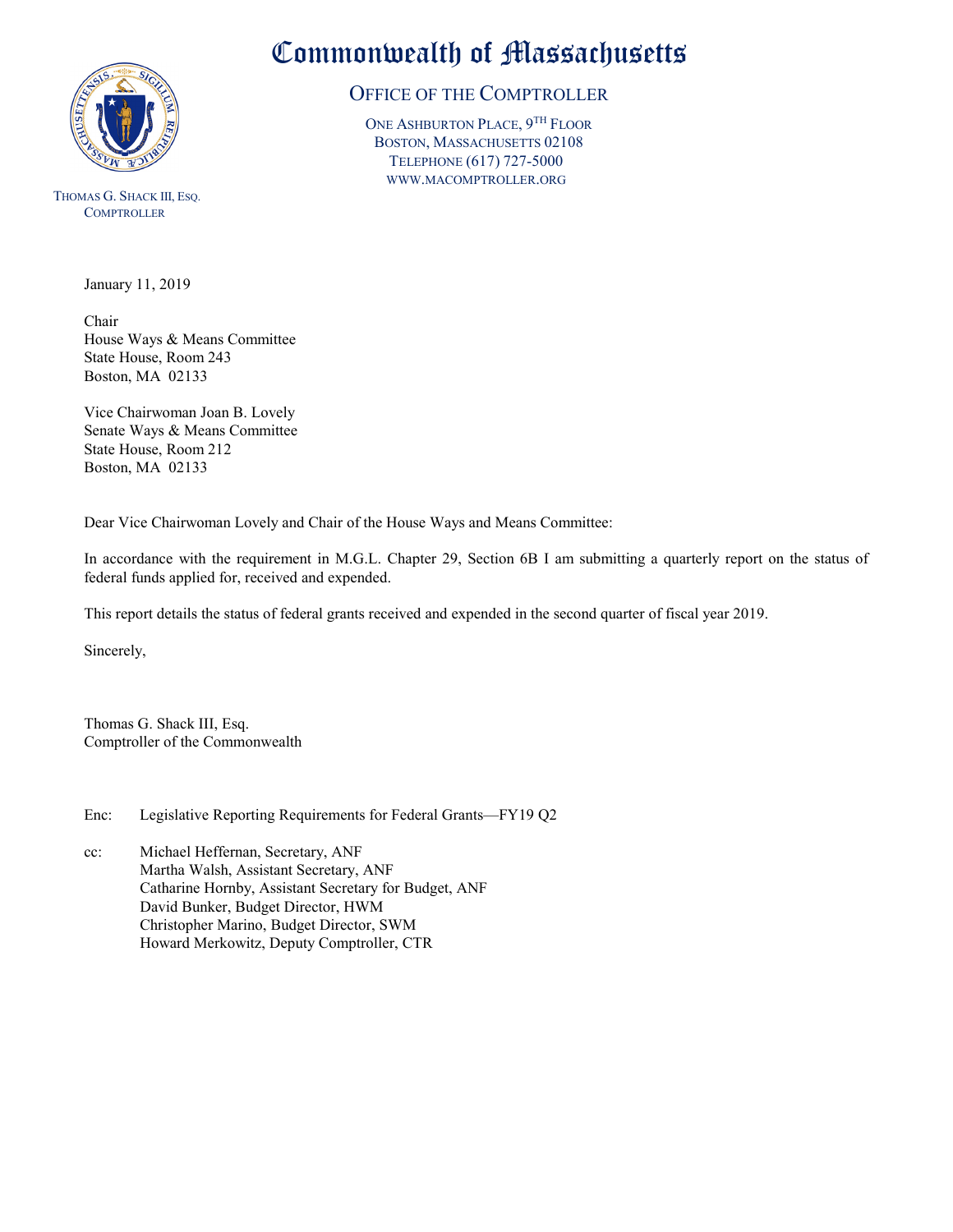# Commonwealth of Massachusetts

## Office of the Comptroller

One Ashburton Place, 9th Floor
Boston, Massachusetts 02108
Telephone (617) 727-5000
www.macomptroller.org

Thomas G. Shack III, Esq.
Comptroller

January 11, 2019

Chair
House Ways & Means Committee
State House, Room 243
Boston, MA 02133

Vice Chairwoman Joan B. Lovely
Senate Ways & Means Committee
State House, Room 212
Boston, MA 02133

Dear Vice Chairwoman Lovely and Chair of the House Ways and Means Committee:

In accordance with the requirement in M.G.L. Chapter 29, Section 6B I am submitting a quarterly report on the status of federal funds applied for, received and expended.

This report details the status of federal grants received and expended in the second quarter of fiscal year 2019.

Sincerely,

Thomas G. Shack III, Esq.
Comptroller of the Commonwealth

Enc: Legislative Reporting Requirements for Federal Grants—FY19 Q2

cc: Michael Heffernan, Secretary, ANF
Martha Walsh, Assistant Secretary, ANF
Catharine Hornby, Assistant Secretary for Budget, ANF
David Bunker, Budget Director, HWM
Christopher Marino, Budget Director, SWM
Howard Merkowitz, Deputy Comptroller, CTR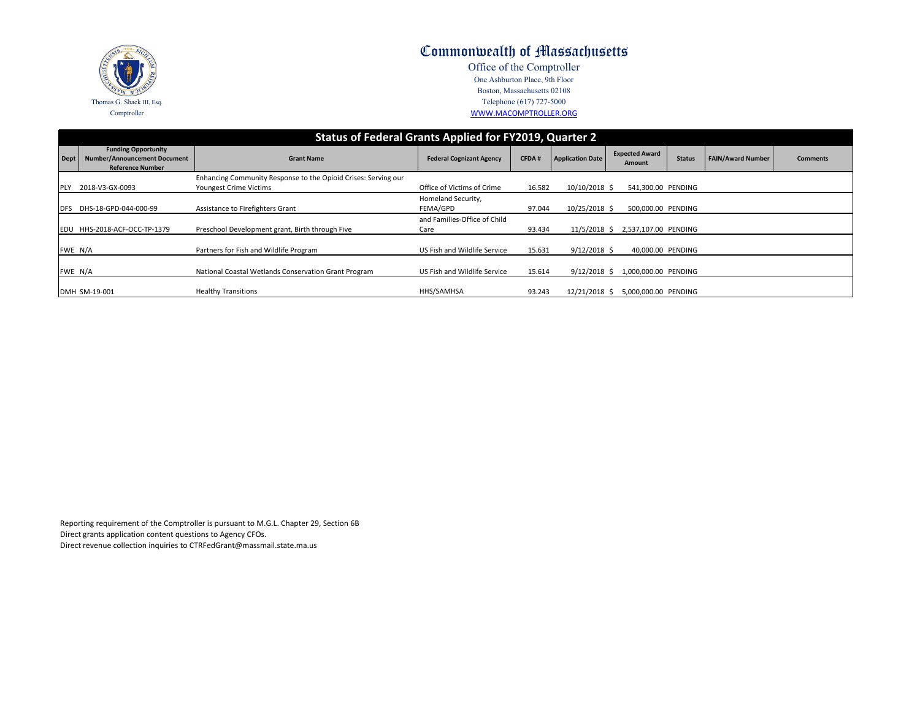# Commonwealth of Massachusetts

Office of the Comptroller
One Ashburton Place, 9th Floor
Boston, Massachusetts 02108
Telephone (617) 727-5000
WWW.MACOMPTROLLER.ORG

Thomas G. Shack III, Esq.
Comptroller

## Status of Federal Grants Applied for FY2019, Quarter 2

| Dept | Funding Opportunity Number/Announcement Document Reference Number | Grant Name | Federal Cognizant Agency | CFDA # | Application Date | Expected Award Amount | Status | FAIN/Award Number | Comments |
|---|---|---|---|---|---|---|---|---|---|
| PLY | 2018-V3-GX-0093 | Enhancing Community Response to the Opioid Crises: Serving our Youngest Crime Victims | Office of Victims of Crime | 16.582 | 10/10/2018 | $ 541,300.00 | PENDING | | |
| DFS | DHS-18-GPD-044-000-99 | Assistance to Firefighters Grant | Homeland Security, FEMA/GPD | 97.044 | 10/25/2018 | $ 500,000.00 | PENDING | | |
| EDU | HHS-2018-ACF-OCC-TP-1379 | Preschool Development grant, Birth through Five | and Families-Office of Child Care | 93.434 | 11/5/2018 | $ 2,537,107.00 | PENDING | | |
| FWE | N/A | Partners for Fish and Wildlife Program | US Fish and Wildlife Service | 15.631 | 9/12/2018 | $ 40,000.00 | PENDING | | |
| FWE | N/A | National Coastal Wetlands Conservation Grant Program | US Fish and Wildlife Service | 15.614 | 9/12/2018 | $ 1,000,000.00 | PENDING | | |
| DMH | SM-19-001 | Healthy Transitions | HHS/SAMHSA | 93.243 | 12/21/2018 | $ 5,000,000.00 | PENDING | | |

Reporting requirement of the Comptroller is pursuant to M.G.L. Chapter 29, Section 6B
Direct grants application content questions to Agency CFOs.
Direct revenue collection inquiries to CTRFedGrant@massmail.state.ma.us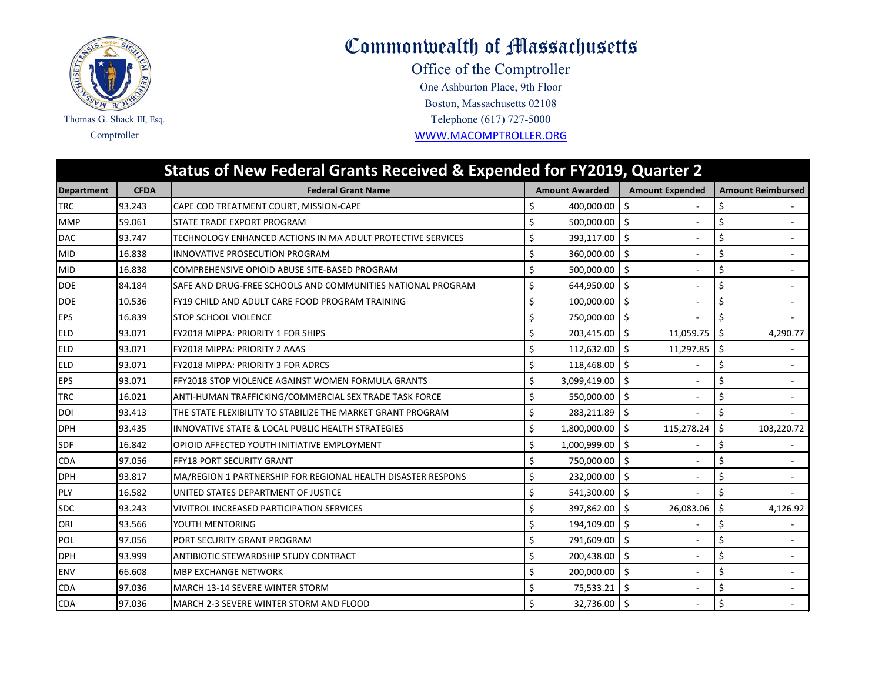Thomas G. Shack III, Esq.
Comptroller

# Commonwealth of Massachusetts

## Office of the Comptroller

One Ashburton Place, 9th Floor
Boston, Massachusetts 02108
Telephone (617) 727-5000
WWW.MACOMPTROLLER.ORG

## Status of New Federal Grants Received & Expended for FY2019, Quarter 2

| Department | CFDA | Federal Grant Name | Amount Awarded | Amount Expended | Amount Reimbursed |
|---|---|---|---|---|---|
| TRC | 93.243 | CAPE COD TREATMENT COURT, MISSION-CAPE | $ 400,000.00 | $ - | $ - |
| MMP | 59.061 | STATE TRADE EXPORT PROGRAM | $ 500,000.00 | $ - | $ - |
| DAC | 93.747 | TECHNOLOGY ENHANCED ACTIONS IN MA ADULT PROTECTIVE SERVICES | $ 393,117.00 | $ - | $ - |
| MID | 16.838 | INNOVATIVE PROSECUTION PROGRAM | $ 360,000.00 | $ - | $ - |
| MID | 16.838 | COMPREHENSIVE OPIOID ABUSE SITE-BASED PROGRAM | $ 500,000.00 | $ - | $ - |
| DOE | 84.184 | SAFE AND DRUG-FREE SCHOOLS AND COMMUNITIES NATIONAL PROGRAM | $ 644,950.00 | $ - | $ - |
| DOE | 10.536 | FY19 CHILD AND ADULT CARE FOOD PROGRAM TRAINING | $ 100,000.00 | $ - | $ - |
| EPS | 16.839 | STOP SCHOOL VIOLENCE | $ 750,000.00 | $ - | $ - |
| ELD | 93.071 | FY2018 MIPPA: PRIORITY 1 FOR SHIPS | $ 203,415.00 | $ 11,059.75 | $ 4,290.77 |
| ELD | 93.071 | FY2018 MIPPA: PRIORITY 2 AAAS | $ 112,632.00 | $ 11,297.85 | $ - |
| ELD | 93.071 | FY2018 MIPPA: PRIORITY 3 FOR ADRCS | $ 118,468.00 | $ - | $ - |
| EPS | 93.071 | FFY2018 STOP VIOLENCE AGAINST WOMEN FORMULA GRANTS | $ 3,099,419.00 | $ - | $ - |
| TRC | 16.021 | ANTI-HUMAN TRAFFICKING/COMMERCIAL SEX TRADE TASK FORCE | $ 550,000.00 | $ - | $ - |
| DOI | 93.413 | THE STATE FLEXIBILITY TO STABILIZE THE MARKET GRANT PROGRAM | $ 283,211.89 | $ - | $ - |
| DPH | 93.435 | INNOVATIVE STATE & LOCAL PUBLIC HEALTH STRATEGIES | $ 1,800,000.00 | $ 115,278.24 | $ 103,220.72 |
| SDF | 16.842 | OPIOID AFFECTED YOUTH INITIATIVE EMPLOYMENT | $ 1,000,999.00 | $ - | $ - |
| CDA | 97.056 | FFY18 PORT SECURITY GRANT | $ 750,000.00 | $ - | $ - |
| DPH | 93.817 | MA/REGION 1 PARTNERSHIP FOR REGIONAL HEALTH DISASTER RESPONS | $ 232,000.00 | $ - | $ - |
| PLY | 16.582 | UNITED STATES DEPARTMENT OF JUSTICE | $ 541,300.00 | $ - | $ - |
| SDC | 93.243 | VIVITROL INCREASED PARTICIPATION SERVICES | $ 397,862.00 | $ 26,083.06 | $ 4,126.92 |
| ORI | 93.566 | YOUTH MENTORING | $ 194,109.00 | $ - | $ - |
| POL | 97.056 | PORT SECURITY GRANT PROGRAM | $ 791,609.00 | $ - | $ - |
| DPH | 93.999 | ANTIBIOTIC STEWARDSHIP STUDY CONTRACT | $ 200,438.00 | $ - | $ - |
| ENV | 66.608 | MBP EXCHANGE NETWORK | $ 200,000.00 | $ - | $ - |
| CDA | 97.036 | MARCH 13-14 SEVERE WINTER STORM | $ 75,533.21 | $ - | $ - |
| CDA | 97.036 | MARCH 2-3 SEVERE WINTER STORM AND FLOOD | $ 32,736.00 | $ - | $ - |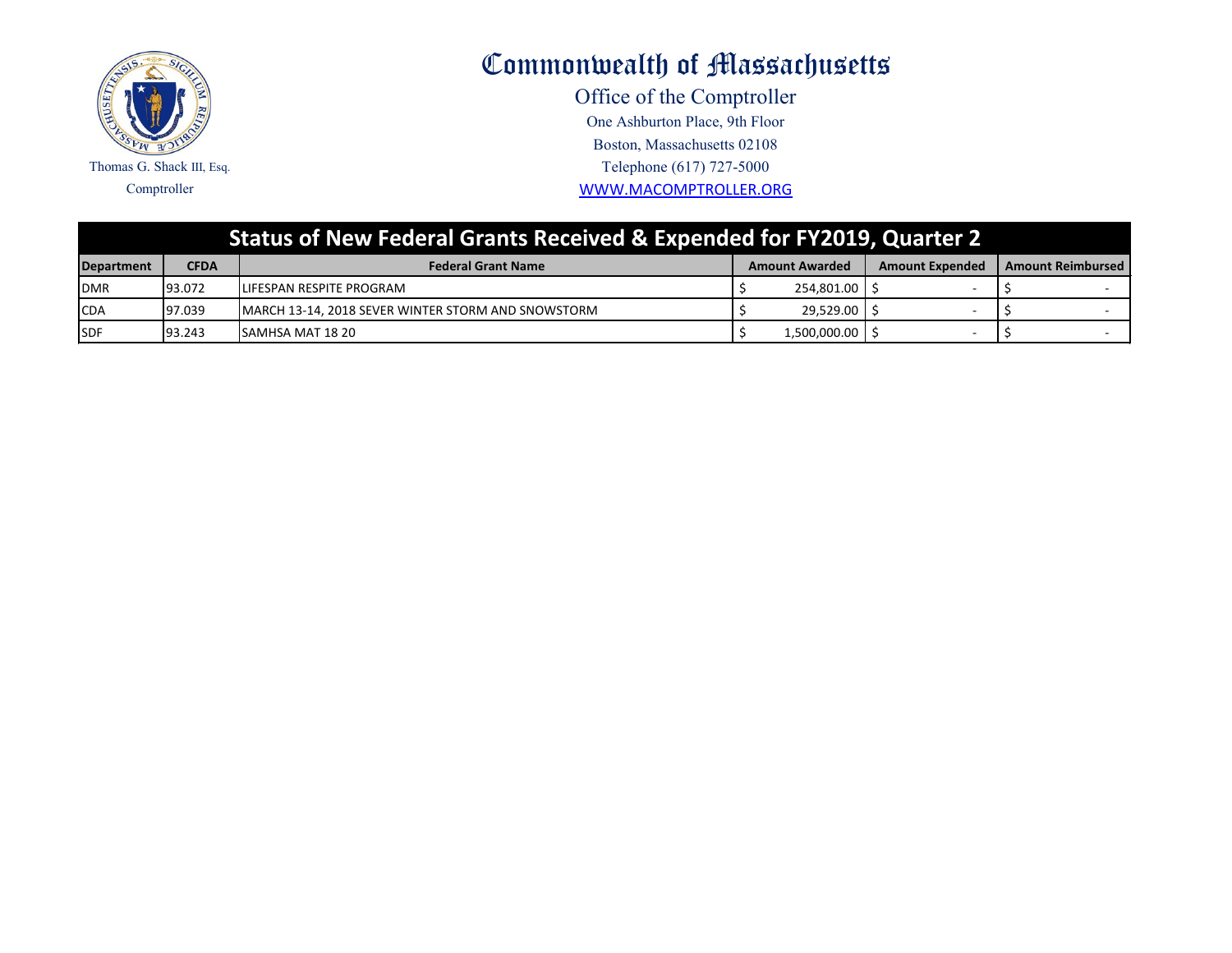# Commonwealth of Massachusetts

Office of the Comptroller

One Ashburton Place, 9th Floor

Boston, Massachusetts 02108

Telephone (617) 727-5000

WWW.MACOMPTROLLER.ORG

Thomas G. Shack III, Esq.

Comptroller

## Status of New Federal Grants Received & Expended for FY2019, Quarter 2

| Department | CFDA | Federal Grant Name | Amount Awarded | Amount Expended | Amount Reimbursed |
|---|---|---|---|---|---|
| DMR | 93.072 | LIFESPAN RESPITE PROGRAM | $ 254,801.00 | $ - | $ - |
| CDA | 97.039 | MARCH 13-14, 2018 SEVER WINTER STORM AND SNOWSTORM | $ 29,529.00 | $ - | $ - |
| SDF | 93.243 | SAMHSA MAT 18 20 | $ 1,500,000.00 | $ - | $ - |